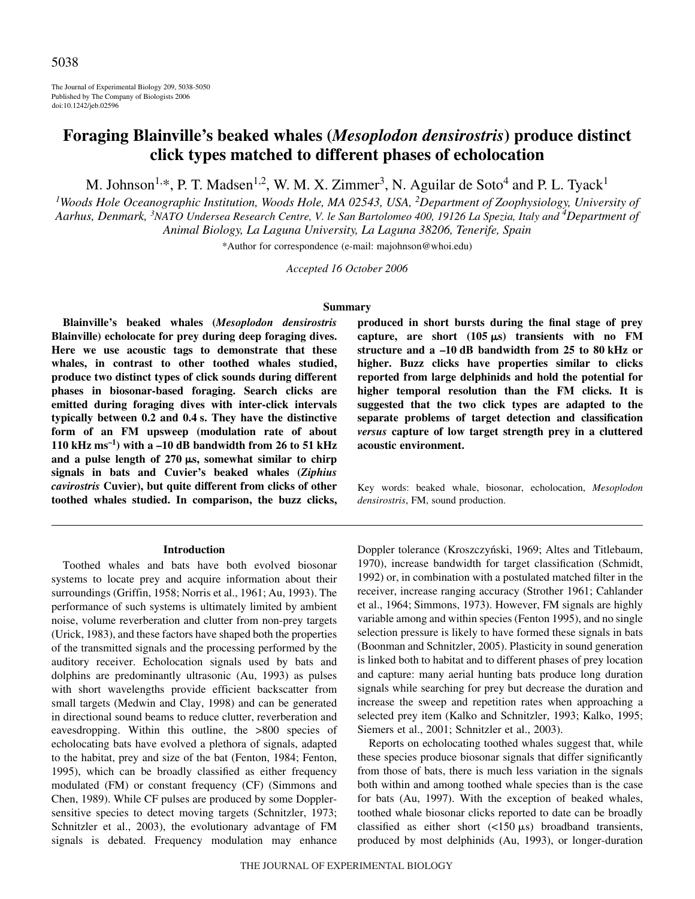# Foraging Blainville's beaked whales (*Mesoplodon densirostris*) produce distinct click types matched to different phases of echolocation

M. Johnson[1,*], P. T. Madsen[1,2], W. M. X. Zimmer[3], N. Aguilar de Soto[4] and P. L. Tyack[1]

[1]Woods Hole Oceanographic Institution, Woods Hole, MA 02543, USA, [2]Department of Zoophysiology, University of Aarhus, Denmark, [3]NATO Undersea Research Centre, V. le San Bartolomeo 400, 19126 La Spezia, Italy and [4]Department of Animal Biology, La Laguna University, La Laguna 38206, Tenerife, Spain

*Author for correspondence (e-mail: majohnson@whoi.edu)

*Accepted 16 October 2006*

## Summary

**Blainville's beaked whales (*Mesoplodon densirostris* Blainville) echolocate for prey during deep foraging dives. Here we use acoustic tags to demonstrate that these whales, in contrast to other toothed whales studied, produce two distinct types of click sounds during different phases in biosonar-based foraging. Search clicks are emitted during foraging dives with inter-click intervals typically between 0.2 and 0.4 s. They have the distinctive form of an FM upsweep (modulation rate of about 110 kHz $ms^{-1}$) with a –10 dB bandwidth from 26 to 51 kHz and a pulse length of 270 μs, somewhat similar to chirp signals in bats and Cuvier's beaked whales (*Ziphius cavirostris* Cuvier), but quite different from clicks of other toothed whales studied. In comparison, the buzz clicks, produced in short bursts during the final stage of prey capture, are short (105 μs) transients with no FM structure and a –10 dB bandwidth from 25 to 80 kHz or higher. Buzz clicks have properties similar to clicks reported from large delphinids and hold the potential for higher temporal resolution than the FM clicks. It is suggested that the two click types are adapted to the separate problems of target detection and classification *versus* capture of low target strength prey in a cluttered acoustic environment.**

Key words: beaked whale, biosonar, echolocation, *Mesoplodon densirostris*, FM, sound production.

## Introduction

Toothed whales and bats have both evolved biosonar systems to locate prey and acquire information about their surroundings (Griffin, 1958; Norris et al., 1961; Au, 1993). The performance of such systems is ultimately limited by ambient noise, volume reverberation and clutter from non-prey targets (Urick, 1983), and these factors have shaped both the properties of the transmitted signals and the processing performed by the auditory receiver. Echolocation signals used by bats and dolphins are predominantly ultrasonic (Au, 1993) as pulses with short wavelengths provide efficient backscatter from small targets (Medwin and Clay, 1998) and can be generated in directional sound beams to reduce clutter, reverberation and eavesdropping. Within this outline, the >800 species of echolocating bats have evolved a plethora of signals, adapted to the habitat, prey and size of the bat (Fenton, 1984; Fenton, 1995), which can be broadly classified as either frequency modulated (FM) or constant frequency (CF) (Simmons and Chen, 1989). While CF pulses are produced by some Doppler-sensitive species to detect moving targets (Schnitzler, 1973; Schnitzler et al., 2003), the evolutionary advantage of FM signals is debated. Frequency modulation may enhance Doppler tolerance (Kroszczyński, 1969; Altes and Titlebaum, 1970), increase bandwidth for target classification (Schmidt, 1992) or, in combination with a postulated matched filter in the receiver, increase ranging accuracy (Strother 1961; Cahlander et al., 1964; Simmons, 1973). However, FM signals are highly variable among and within species (Fenton 1995), and no single selection pressure is likely to have formed these signals in bats (Boonman and Schnitzler, 2005). Plasticity in sound generation is linked both to habitat and to different phases of prey location and capture: many aerial hunting bats produce long duration signals while searching for prey but decrease the duration and increase the sweep and repetition rates when approaching a selected prey item (Kalko and Schnitzler, 1993; Kalko, 1995; Siemers et al., 2001; Schnitzler et al., 2003).

Reports on echolocating toothed whales suggest that, while these species produce biosonar signals that differ significantly from those of bats, there is much less variation in the signals both within and among toothed whale species than is the case for bats (Au, 1997). With the exception of beaked whales, toothed whale biosonar clicks reported to date can be broadly classified as either short (<150 μs) broadband transients, produced by most delphinids (Au, 1993), or longer-duration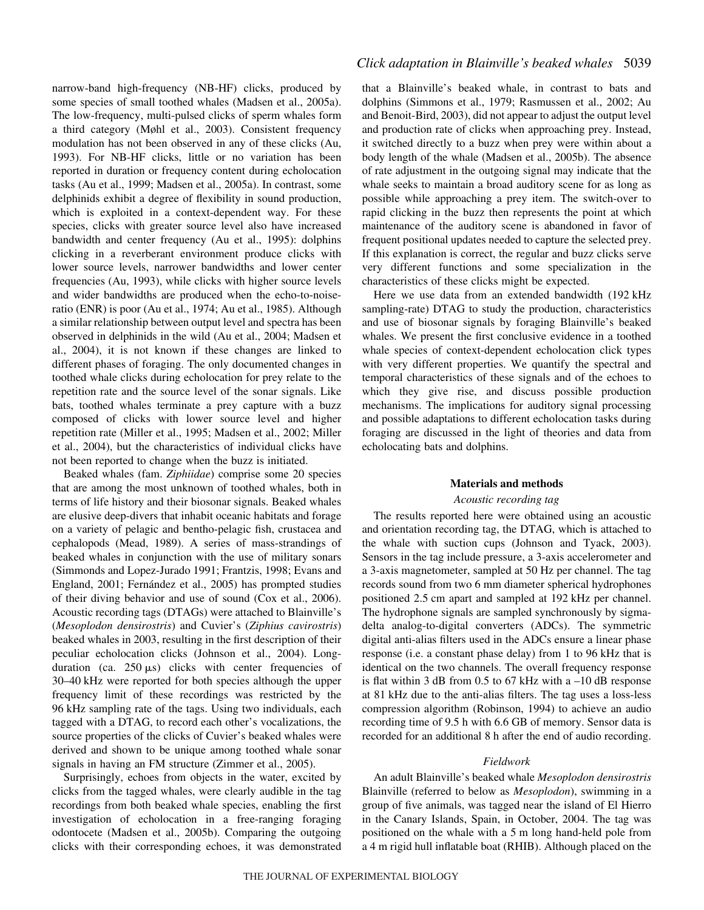narrow-band high-frequency (NB-HF) clicks, produced by some species of small toothed whales (Madsen et al., 2005a). The low-frequency, multi-pulsed clicks of sperm whales form a third category (Møhl et al., 2003). Consistent frequency modulation has not been observed in any of these clicks (Au, 1993). For NB-HF clicks, little or no variation has been reported in duration or frequency content during echolocation tasks (Au et al., 1999; Madsen et al., 2005a). In contrast, some delphinids exhibit a degree of flexibility in sound production, which is exploited in a context-dependent way. For these species, clicks with greater source level also have increased bandwidth and center frequency (Au et al., 1995): dolphins clicking in a reverberant environment produce clicks with lower source levels, narrower bandwidths and lower center frequencies (Au, 1993), while clicks with higher source levels and wider bandwidths are produced when the echo-to-noise-ratio (ENR) is poor (Au et al., 1974; Au et al., 1985). Although a similar relationship between output level and spectra has been observed in delphinids in the wild (Au et al., 2004; Madsen et al., 2004), it is not known if these changes are linked to different phases of foraging. The only documented changes in toothed whale clicks during echolocation for prey relate to the repetition rate and the source level of the sonar signals. Like bats, toothed whales terminate a prey capture with a buzz composed of clicks with lower source level and higher repetition rate (Miller et al., 1995; Madsen et al., 2002; Miller et al., 2004), but the characteristics of individual clicks have not been reported to change when the buzz is initiated.

Beaked whales (fam. *Ziphiidae*) comprise some 20 species that are among the most unknown of toothed whales, both in terms of life history and their biosonar signals. Beaked whales are elusive deep-divers that inhabit oceanic habitats and forage on a variety of pelagic and bentho-pelagic fish, crustacea and cephalopods (Mead, 1989). A series of mass-strandings of beaked whales in conjunction with the use of military sonars (Simmonds and Lopez-Jurado 1991; Frantzis, 1998; Evans and England, 2001; Fernández et al., 2005) has prompted studies of their diving behavior and use of sound (Cox et al., 2006). Acoustic recording tags (DTAGs) were attached to Blainville's (*Mesoplodon densirostris*) and Cuvier's (*Ziphius cavirostris*) beaked whales in 2003, resulting in the first description of their peculiar echolocation clicks (Johnson et al., 2004). Long-duration (ca. 250 μs) clicks with center frequencies of 30–40 kHz were reported for both species although the upper frequency limit of these recordings was restricted by the 96 kHz sampling rate of the tags. Using two individuals, each tagged with a DTAG, to record each other's vocalizations, the source properties of the clicks of Cuvier's beaked whales were derived and shown to be unique among toothed whale sonar signals in having an FM structure (Zimmer et al., 2005).

Surprisingly, echoes from objects in the water, excited by clicks from the tagged whales, were clearly audible in the tag recordings from both beaked whale species, enabling the first investigation of echolocation in a free-ranging foraging odontocete (Madsen et al., 2005b). Comparing the outgoing clicks with their corresponding echoes, it was demonstrated that a Blainville's beaked whale, in contrast to bats and dolphins (Simmons et al., 1979; Rasmussen et al., 2002; Au and Benoit-Bird, 2003), did not appear to adjust the output level and production rate of clicks when approaching prey. Instead, it switched directly to a buzz when prey were within about a body length of the whale (Madsen et al., 2005b). The absence of rate adjustment in the outgoing signal may indicate that the whale seeks to maintain a broad auditory scene for as long as possible while approaching a prey item. The switch-over to rapid clicking in the buzz then represents the point at which maintenance of the auditory scene is abandoned in favor of frequent positional updates needed to capture the selected prey. If this explanation is correct, the regular and buzz clicks serve very different functions and some specialization in the characteristics of these clicks might be expected.

Here we use data from an extended bandwidth (192 kHz sampling-rate) DTAG to study the production, characteristics and use of biosonar signals by foraging Blainville's beaked whales. We present the first conclusive evidence in a toothed whale species of context-dependent echolocation click types with very different properties. We quantify the spectral and temporal characteristics of these signals and of the echoes to which they give rise, and discuss possible production mechanisms. The implications for auditory signal processing and possible adaptations to different echolocation tasks during foraging are discussed in the light of theories and data from echolocating bats and dolphins.

## Materials and methods

### Acoustic recording tag

The results reported here were obtained using an acoustic and orientation recording tag, the DTAG, which is attached to the whale with suction cups (Johnson and Tyack, 2003). Sensors in the tag include pressure, a 3-axis accelerometer and a 3-axis magnetometer, sampled at 50 Hz per channel. The tag records sound from two 6 mm diameter spherical hydrophones positioned 2.5 cm apart and sampled at 192 kHz per channel. The hydrophone signals are sampled synchronously by sigma-delta analog-to-digital converters (ADCs). The symmetric digital anti-alias filters used in the ADCs ensure a linear phase response (i.e. a constant phase delay) from 1 to 96 kHz that is identical on the two channels. The overall frequency response is flat within 3 dB from 0.5 to 67 kHz with a –10 dB response at 81 kHz due to the anti-alias filters. The tag uses a loss-less compression algorithm (Robinson, 1994) to achieve an audio recording time of 9.5 h with 6.6 GB of memory. Sensor data is recorded for an additional 8 h after the end of audio recording.

### Fieldwork

An adult Blainville's beaked whale *Mesoplodon densirostris* Blainville (referred to below as *Mesoplodon*), swimming in a group of five animals, was tagged near the island of El Hierro in the Canary Islands, Spain, in October, 2004. The tag was positioned on the whale with a 5 m long hand-held pole from a 4 m rigid hull inflatable boat (RHIB). Although placed on the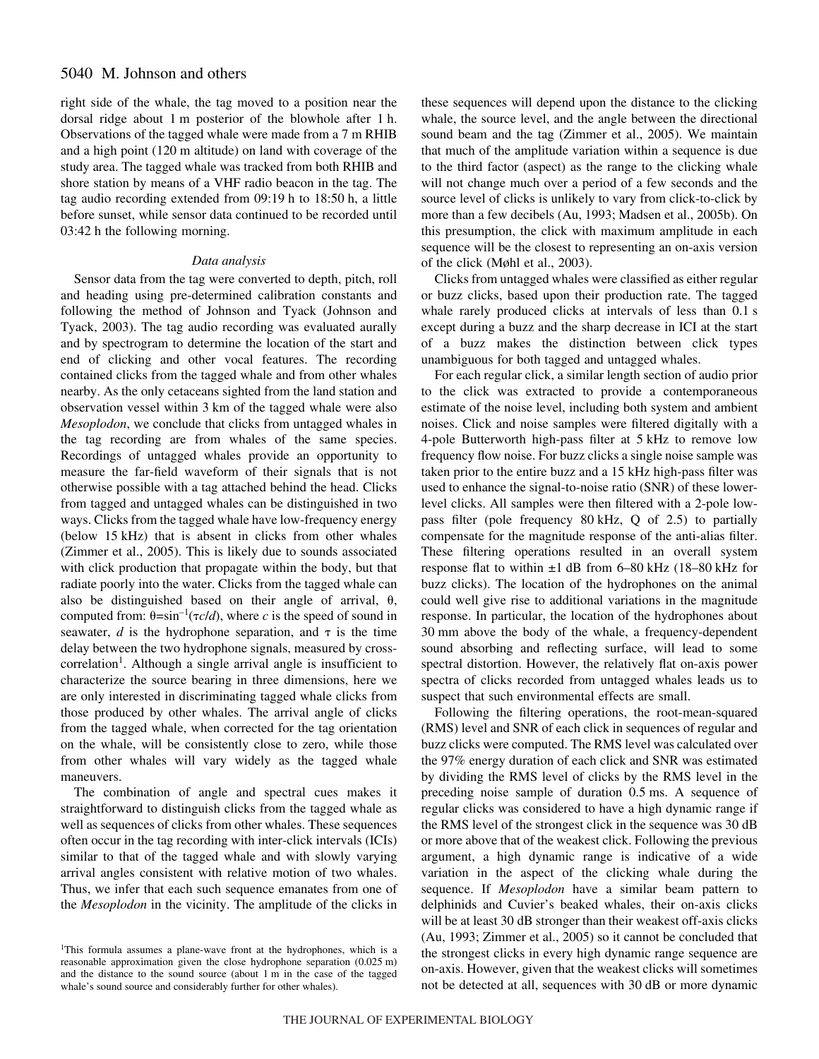right side of the whale, the tag moved to a position near the dorsal ridge about 1 m posterior of the blowhole after 1 h. Observations of the tagged whale were made from a 7 m RHIB and a high point (120 m altitude) on land with coverage of the study area. The tagged whale was tracked from both RHIB and shore station by means of a VHF radio beacon in the tag. The tag audio recording extended from 09:19 h to 18:50 h, a little before sunset, while sensor data continued to be recorded until 03:42 h the following morning.

### *Data analysis*

Sensor data from the tag were converted to depth, pitch, roll and heading using pre-determined calibration constants and following the method of Johnson and Tyack (Johnson and Tyack, 2003). The tag audio recording was evaluated aurally and by spectrogram to determine the location of the start and end of clicking and other vocal features. The recording contained clicks from the tagged whale and from other whales nearby. As the only cetaceans sighted from the land station and observation vessel within 3 km of the tagged whale were also *Mesoplodon*, we conclude that clicks from untagged whales in the tag recording are from whales of the same species. Recordings of untagged whales provide an opportunity to measure the far-field waveform of their signals that is not otherwise possible with a tag attached behind the head. Clicks from tagged and untagged whales can be distinguished in two ways. Clicks from the tagged whale have low-frequency energy (below 15 kHz) that is absent in clicks from other whales (Zimmer et al., 2005). This is likely due to sounds associated with click production that propagate within the body, but that radiate poorly into the water. Clicks from the tagged whale can also be distinguished based on their angle of arrival, $\theta$, computed from: $\theta = \sin^{-1}(\tau c/d)$, where $c$ is the speed of sound in seawater, $d$ is the hydrophone separation, and $\tau$ is the time delay between the two hydrophone signals, measured by cross-correlation[1]. Although a single arrival angle is insufficient to characterize the source bearing in three dimensions, here we are only interested in discriminating tagged whale clicks from those produced by other whales. The arrival angle of clicks from the tagged whale, when corrected for the tag orientation on the whale, will be consistently close to zero, while those from other whales will vary widely as the tagged whale maneuvers.

The combination of angle and spectral cues makes it straightforward to distinguish clicks from the tagged whale as well as sequences of clicks from other whales. These sequences often occur in the tag recording with inter-click intervals (ICIs) similar to that of the tagged whale and with slowly varying arrival angles consistent with relative motion of two whales. Thus, we infer that each such sequence emanates from one of the *Mesoplodon* in the vicinity. The amplitude of the clicks in these sequences will depend upon the distance to the clicking whale, the source level, and the angle between the directional sound beam and the tag (Zimmer et al., 2005). We maintain that much of the amplitude variation within a sequence is due to the third factor (aspect) as the range to the clicking whale will not change much over a period of a few seconds and the source level of clicks is unlikely to vary from click-to-click by more than a few decibels (Au, 1993; Madsen et al., 2005b). On this presumption, the click with maximum amplitude in each sequence will be the closest to representing an on-axis version of the click (Møhl et al., 2003).

Clicks from untagged whales were classified as either regular or buzz clicks, based upon their production rate. The tagged whale rarely produced clicks at intervals of less than 0.1 s except during a buzz and the sharp decrease in ICI at the start of a buzz makes the distinction between click types unambiguous for both tagged and untagged whales.

For each regular click, a similar length section of audio prior to the click was extracted to provide a contemporaneous estimate of the noise level, including both system and ambient noises. Click and noise samples were filtered digitally with a 4-pole Butterworth high-pass filter at 5 kHz to remove low frequency flow noise. For buzz clicks a single noise sample was taken prior to the entire buzz and a 15 kHz high-pass filter was used to enhance the signal-to-noise ratio (SNR) of these lower-level clicks. All samples were then filtered with a 2-pole low-pass filter (pole frequency 80 kHz, Q of 2.5) to partially compensate for the magnitude response of the anti-alias filter. These filtering operations resulted in an overall system response flat to within ±1 dB from 6–80 kHz (18–80 kHz for buzz clicks). The location of the hydrophones on the animal could well give rise to additional variations in the magnitude response. In particular, the location of the hydrophones about 30 mm above the body of the whale, a frequency-dependent sound absorbing and reflecting surface, will lead to some spectral distortion. However, the relatively flat on-axis power spectra of clicks recorded from untagged whales leads us to suspect that such environmental effects are small.

Following the filtering operations, the root-mean-squared (RMS) level and SNR of each click in sequences of regular and buzz clicks were computed. The RMS level was calculated over the 97% energy duration of each click and SNR was estimated by dividing the RMS level of clicks by the RMS level in the preceding noise sample of duration 0.5 ms. A sequence of regular clicks was considered to have a high dynamic range if the RMS level of the strongest click in the sequence was 30 dB or more above that of the weakest click. Following the previous argument, a high dynamic range is indicative of a wide variation in the aspect of the clicking whale during the sequence. If *Mesoplodon* have a similar beam pattern to delphinids and Cuvier's beaked whales, their on-axis clicks will be at least 30 dB stronger than their weakest off-axis clicks (Au, 1993; Zimmer et al., 2005) so it cannot be concluded that the strongest clicks in every high dynamic range sequence are on-axis. However, given that the weakest clicks will sometimes not be detected at all, sequences with 30 dB or more dynamic

[1]This formula assumes a plane-wave front at the hydrophones, which is a reasonable approximation given the close hydrophone separation (0.025 m) and the distance to the sound source (about 1 m in the case of the tagged whale's sound source and considerably further for other whales).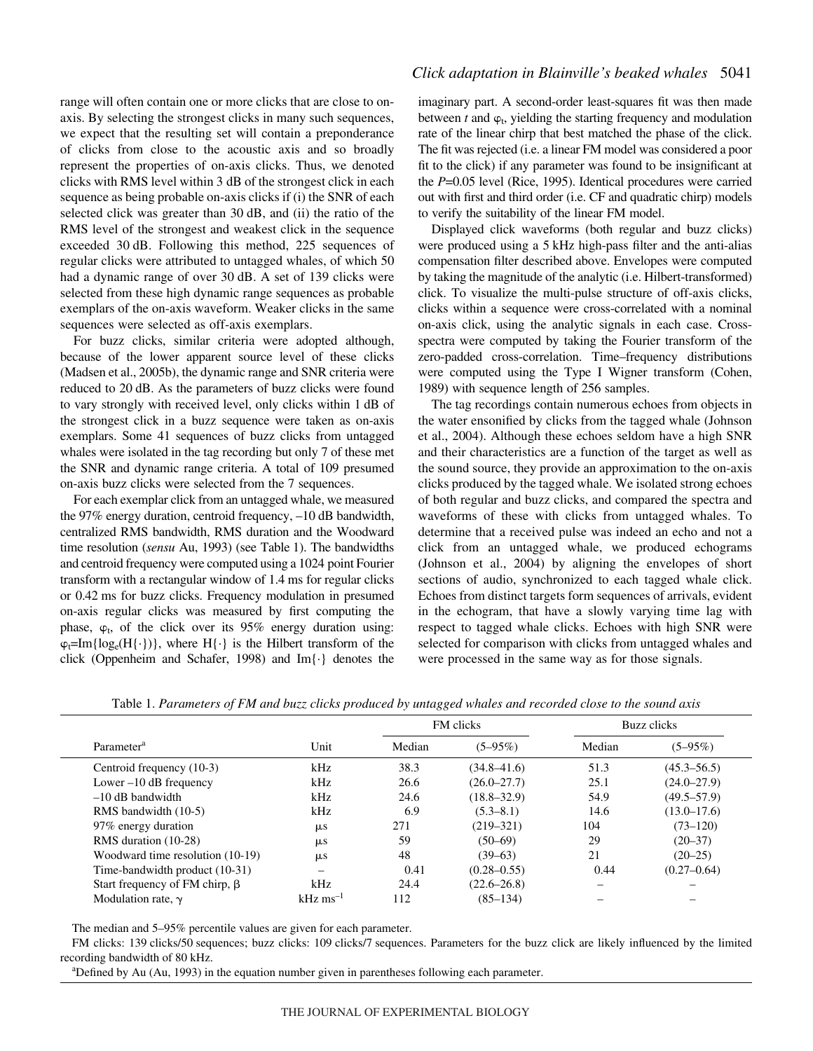range will often contain one or more clicks that are close to on-axis. By selecting the strongest clicks in many such sequences, we expect that the resulting set will contain a preponderance of clicks from close to the acoustic axis and so broadly represent the properties of on-axis clicks. Thus, we denoted clicks with RMS level within 3 dB of the strongest click in each sequence as being probable on-axis clicks if (i) the SNR of each selected click was greater than 30 dB, and (ii) the ratio of the RMS level of the strongest and weakest click in the sequence exceeded 30 dB. Following this method, 225 sequences of regular clicks were attributed to untagged whales, of which 50 had a dynamic range of over 30 dB. A set of 139 clicks were selected from these high dynamic range sequences as probable exemplars of the on-axis waveform. Weaker clicks in the same sequences were selected as off-axis exemplars.

For buzz clicks, similar criteria were adopted although, because of the lower apparent source level of these clicks (Madsen et al., 2005b), the dynamic range and SNR criteria were reduced to 20 dB. As the parameters of buzz clicks were found to vary strongly with received level, only clicks within 1 dB of the strongest click in a buzz sequence were taken as on-axis exemplars. Some 41 sequences of buzz clicks from untagged whales were isolated in the tag recording but only 7 of these met the SNR and dynamic range criteria. A total of 109 presumed on-axis buzz clicks were selected from the 7 sequences.

For each exemplar click from an untagged whale, we measured the 97% energy duration, centroid frequency, –10 dB bandwidth, centralized RMS bandwidth, RMS duration and the Woodward time resolution (*sensu* Au, 1993) (see Table 1). The bandwidths and centroid frequency were computed using a 1024 point Fourier transform with a rectangular window of 1.4 ms for regular clicks or 0.42 ms for buzz clicks. Frequency modulation in presumed on-axis regular clicks was measured by first computing the phase, $\varphi_t$, of the click over its 95% energy duration using: $\varphi_t = \mathrm{Im}\{\log_e(\mathrm{H}\{\cdot\})\}$, where $\mathrm{H}\{\cdot\}$ is the Hilbert transform of the click (Oppenheim and Schafer, 1998) and $\mathrm{Im}\{\cdot\}$ denotes the imaginary part. A second-order least-squares fit was then made between $t$ and $\varphi_t$, yielding the starting frequency and modulation rate of the linear chirp that best matched the phase of the click. The fit was rejected (i.e. a linear FM model was considered a poor fit to the click) if any parameter was found to be insignificant at the $P$=0.05 level (Rice, 1995). Identical procedures were carried out with first and third order (i.e. CF and quadratic chirp) models to verify the suitability of the linear FM model.

Displayed click waveforms (both regular and buzz clicks) were produced using a 5 kHz high-pass filter and the anti-alias compensation filter described above. Envelopes were computed by taking the magnitude of the analytic (i.e. Hilbert-transformed) click. To visualize the multi-pulse structure of off-axis clicks, clicks within a sequence were cross-correlated with a nominal on-axis click, using the analytic signals in each case. Cross-spectra were computed by taking the Fourier transform of the zero-padded cross-correlation. Time–frequency distributions were computed using the Type I Wigner transform (Cohen, 1989) with sequence length of 256 samples.

The tag recordings contain numerous echoes from objects in the water ensonified by clicks from the tagged whale (Johnson et al., 2004). Although these echoes seldom have a high SNR and their characteristics are a function of the target as well as the sound source, they provide an approximation to the on-axis clicks produced by the tagged whale. We isolated strong echoes of both regular and buzz clicks, and compared the spectra and waveforms of these with clicks from untagged whales. To determine that a received pulse was indeed an echo and not a click from an untagged whale, we produced echograms (Johnson et al., 2004) by aligning the envelopes of short sections of audio, synchronized to each tagged whale click. Echoes from distinct targets form sequences of arrivals, evident in the echogram, that have a slowly varying time lag with respect to tagged whale clicks. Echoes with high SNR were selected for comparison with clicks from untagged whales and were processed in the same way as for those signals.

Table 1. *Parameters of FM and buzz clicks produced by untagged whales and recorded close to the sound axis*

| Parameter[a] | Unit | FM clicks | | Buzz clicks | |
|---|---|---|---|---|---|
| | | Median | (5–95%) | Median | (5–95%) |
| Centroid frequency (10-3) | kHz | 38.3 | (34.8–41.6) | 51.3 | (45.3–56.5) |
| Lower –10 dB frequency | kHz | 26.6 | (26.0–27.7) | 25.1 | (24.0–27.9) |
| –10 dB bandwidth | kHz | 24.6 | (18.8–32.9) | 54.9 | (49.5–57.9) |
| RMS bandwidth (10-5) | kHz | 6.9 | (5.3–8.1) | 14.6 | (13.0–17.6) |
| 97% energy duration | µs | 271 | (219–321) | 104 | (73–120) |
| RMS duration (10-28) | µs | 59 | (50–69) | 29 | (20–37) |
| Woodward time resolution (10-19) | µs | 48 | (39–63) | 21 | (20–25) |
| Time-bandwidth product (10-31) | – | 0.41 | (0.28–0.55) | 0.44 | (0.27–0.64) |
| Start frequency of FM chirp, $\beta$ | kHz | 24.4 | (22.6–26.8) | – | – |
| Modulation rate, $\gamma$ | kHz ms$^{-1}$ | 112 | (85–134) | – | – |

The median and 5–95% percentile values are given for each parameter.

FM clicks: 139 clicks/50 sequences; buzz clicks: 109 clicks/7 sequences. Parameters for the buzz click are likely influenced by the limited recording bandwidth of 80 kHz.

[a]Defined by Au (Au, 1993) in the equation number given in parentheses following each parameter.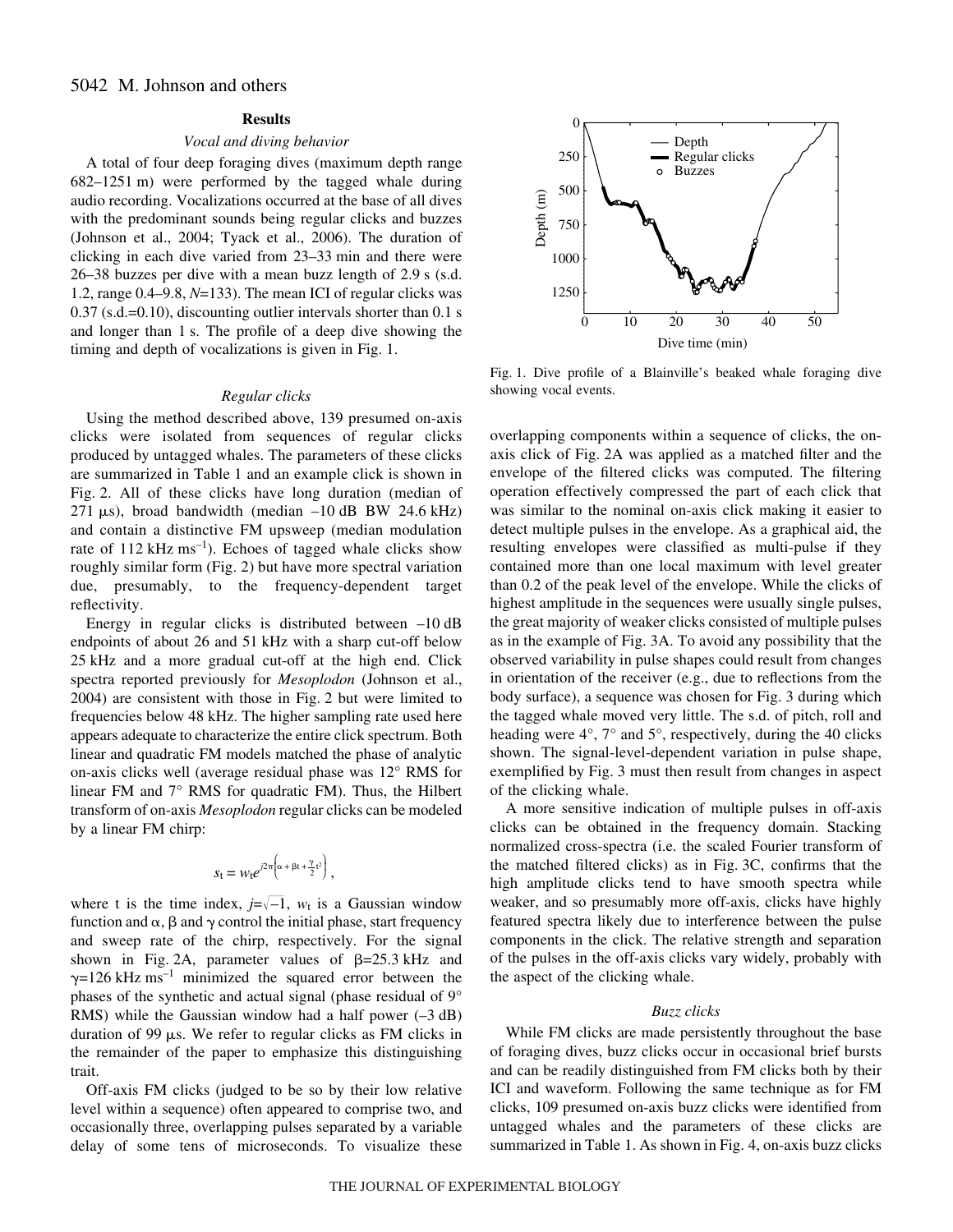## Results

### *Vocal and diving behavior*

A total of four deep foraging dives (maximum depth range 682–1251 m) were performed by the tagged whale during audio recording. Vocalizations occurred at the base of all dives with the predominant sounds being regular clicks and buzzes (Johnson et al., 2004; Tyack et al., 2006). The duration of clicking in each dive varied from 23–33 min and there were 26–38 buzzes per dive with a mean buzz length of 2.9 s (s.d. 1.2, range 0.4–9.8, $N$=133). The mean ICI of regular clicks was 0.37 (s.d.=0.10), discounting outlier intervals shorter than 0.1 s and longer than 1 s. The profile of a deep dive showing the timing and depth of vocalizations is given in Fig. 1.

Fig. 1. Dive profile of a Blainville's beaked whale foraging dive showing vocal events.

### *Regular clicks*

Using the method described above, 139 presumed on-axis clicks were isolated from sequences of regular clicks produced by untagged whales. The parameters of these clicks are summarized in Table 1 and an example click is shown in Fig. 2. All of these clicks have long duration (median of 271 μs), broad bandwidth (median –10 dB BW 24.6 kHz) and contain a distinctive FM upsweep (median modulation rate of 112 kHz $ms^{-1}$). Echoes of tagged whale clicks show roughly similar form (Fig. 2) but have more spectral variation due, presumably, to the frequency-dependent target reflectivity.

Energy in regular clicks is distributed between –10 dB endpoints of about 26 and 51 kHz with a sharp cut-off below 25 kHz and a more gradual cut-off at the high end. Click spectra reported previously for *Mesoplodon* (Johnson et al., 2004) are consistent with those in Fig. 2 but were limited to frequencies below 48 kHz. The higher sampling rate used here appears adequate to characterize the entire click spectrum. Both linear and quadratic FM models matched the phase of analytic on-axis clicks well (average residual phase was 12° RMS for linear FM and 7° RMS for quadratic FM). Thus, the Hilbert transform of on-axis *Mesoplodon* regular clicks can be modeled by a linear FM chirp:

$$s_t = w_t e^{j2\pi\left(\alpha + \beta t + \frac{\gamma}{2}t^2\right)},$$

where t is the time index, $j=\sqrt{-1}$, $w_t$ is a Gaussian window function and α, β and γ control the initial phase, start frequency and sweep rate of the chirp, respectively. For the signal shown in Fig. 2A, parameter values of β=25.3 kHz and γ=126 kHz $ms^{-1}$ minimized the squared error between the phases of the synthetic and actual signal (phase residual of 9° RMS) while the Gaussian window had a half power (–3 dB) duration of 99 μs. We refer to regular clicks as FM clicks in the remainder of the paper to emphasize this distinguishing trait.

Off-axis FM clicks (judged to be so by their low relative level within a sequence) often appeared to comprise two, and occasionally three, overlapping pulses separated by a variable delay of some tens of microseconds. To visualize these overlapping components within a sequence of clicks, the on-axis click of Fig. 2A was applied as a matched filter and the envelope of the filtered clicks was computed. The filtering operation effectively compressed the part of each click that was similar to the nominal on-axis click making it easier to detect multiple pulses in the envelope. As a graphical aid, the resulting envelopes were classified as multi-pulse if they contained more than one local maximum with level greater than 0.2 of the peak level of the envelope. While the clicks of highest amplitude in the sequences were usually single pulses, the great majority of weaker clicks consisted of multiple pulses as in the example of Fig. 3A. To avoid any possibility that the observed variability in pulse shapes could result from changes in orientation of the receiver (e.g., due to reflections from the body surface), a sequence was chosen for Fig. 3 during which the tagged whale moved very little. The s.d. of pitch, roll and heading were 4°, 7° and 5°, respectively, during the 40 clicks shown. The signal-level-dependent variation in pulse shape, exemplified by Fig. 3 must then result from changes in aspect of the clicking whale.

A more sensitive indication of multiple pulses in off-axis clicks can be obtained in the frequency domain. Stacking normalized cross-spectra (i.e. the scaled Fourier transform of the matched filtered clicks) as in Fig. 3C, confirms that the high amplitude clicks tend to have smooth spectra while weaker, and so presumably more off-axis, clicks have highly featured spectra likely due to interference between the pulse components in the click. The relative strength and separation of the pulses in the off-axis clicks vary widely, probably with the aspect of the clicking whale.

### *Buzz clicks*

While FM clicks are made persistently throughout the base of foraging dives, buzz clicks occur in occasional brief bursts and can be readily distinguished from FM clicks both by their ICI and waveform. Following the same technique as for FM clicks, 109 presumed on-axis buzz clicks were identified from untagged whales and the parameters of these clicks are summarized in Table 1. As shown in Fig. 4, on-axis buzz clicks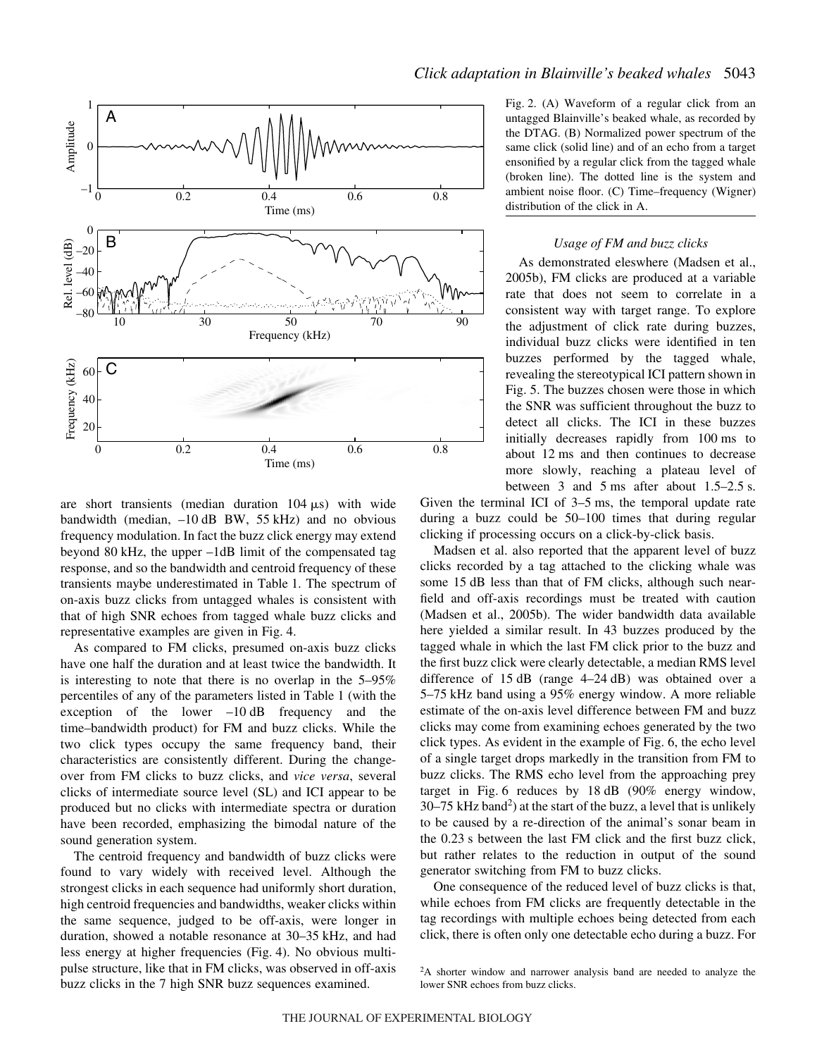Fig. 2. (A) Waveform of a regular click from an untagged Blainville's beaked whale, as recorded by the DTAG. (B) Normalized power spectrum of the same click (solid line) and of an echo from a target ensonified by a regular click from the tagged whale (broken line). The dotted line is the system and ambient noise floor. (C) Time–frequency (Wigner) distribution of the click in A.

are short transients (median duration 104 μs) with wide bandwidth (median, –10 dB BW, 55 kHz) and no obvious frequency modulation. In fact the buzz click energy may extend beyond 80 kHz, the upper –1dB limit of the compensated tag response, and so the bandwidth and centroid frequency of these transients maybe underestimated in Table 1. The spectrum of on-axis buzz clicks from untagged whales is consistent with that of high SNR echoes from tagged whale buzz clicks and representative examples are given in Fig. 4.

As compared to FM clicks, presumed on-axis buzz clicks have one half the duration and at least twice the bandwidth. It is interesting to note that there is no overlap in the 5–95% percentiles of any of the parameters listed in Table 1 (with the exception of the lower –10 dB frequency and the time–bandwidth product) for FM and buzz clicks. While the two click types occupy the same frequency band, their characteristics are consistently different. During the change-over from FM clicks to buzz clicks, and *vice versa*, several clicks of intermediate source level (SL) and ICI appear to be produced but no clicks with intermediate spectra or duration have been recorded, emphasizing the bimodal nature of the sound generation system.

The centroid frequency and bandwidth of buzz clicks were found to vary widely with received level. Although the strongest clicks in each sequence had uniformly short duration, high centroid frequencies and bandwidths, weaker clicks within the same sequence, judged to be off-axis, were longer in duration, showed a notable resonance at 30–35 kHz, and had less energy at higher frequencies (Fig. 4). No obvious multi-pulse structure, like that in FM clicks, was observed in off-axis buzz clicks in the 7 high SNR buzz sequences examined.

### *Usage of FM and buzz clicks*

As demonstrated eleswhere (Madsen et al., 2005b), FM clicks are produced at a variable rate that does not seem to correlate in a consistent way with target range. To explore the adjustment of click rate during buzzes, individual buzz clicks were identified in ten buzzes performed by the tagged whale, revealing the stereotypical ICI pattern shown in Fig. 5. The buzzes chosen were those in which the SNR was sufficient throughout the buzz to detect all clicks. The ICI in these buzzes initially decreases rapidly from 100 ms to about 12 ms and then continues to decrease more slowly, reaching a plateau level of between 3 and 5 ms after about 1.5–2.5 s. Given the terminal ICI of 3–5 ms, the temporal update rate during a buzz could be 50–100 times that during regular clicking if processing occurs on a click-by-click basis.

Madsen et al. also reported that the apparent level of buzz clicks recorded by a tag attached to the clicking whale was some 15 dB less than that of FM clicks, although such near-field and off-axis recordings must be treated with caution (Madsen et al., 2005b). The wider bandwidth data available here yielded a similar result. In 43 buzzes produced by the tagged whale in which the last FM click prior to the buzz and the first buzz click were clearly detectable, a median RMS level difference of 15 dB (range 4–24 dB) was obtained over a 5–75 kHz band using a 95% energy window. A more reliable estimate of the on-axis level difference between FM and buzz clicks may come from examining echoes generated by the two click types. As evident in the example of Fig. 6, the echo level of a single target drops markedly in the transition from FM to buzz clicks. The RMS echo level from the approaching prey target in Fig. 6 reduces by 18 dB (90% energy window, 30–75 kHz band[2]) at the start of the buzz, a level that is unlikely to be caused by a re-direction of the animal's sonar beam in the 0.23 s between the last FM click and the first buzz click, but rather relates to the reduction in output of the sound generator switching from FM to buzz clicks.

One consequence of the reduced level of buzz clicks is that, while echoes from FM clicks are frequently detectable in the tag recordings with multiple echoes being detected from each click, there is often only one detectable echo during a buzz. For

[2]A shorter window and narrower analysis band are needed to analyze the lower SNR echoes from buzz clicks.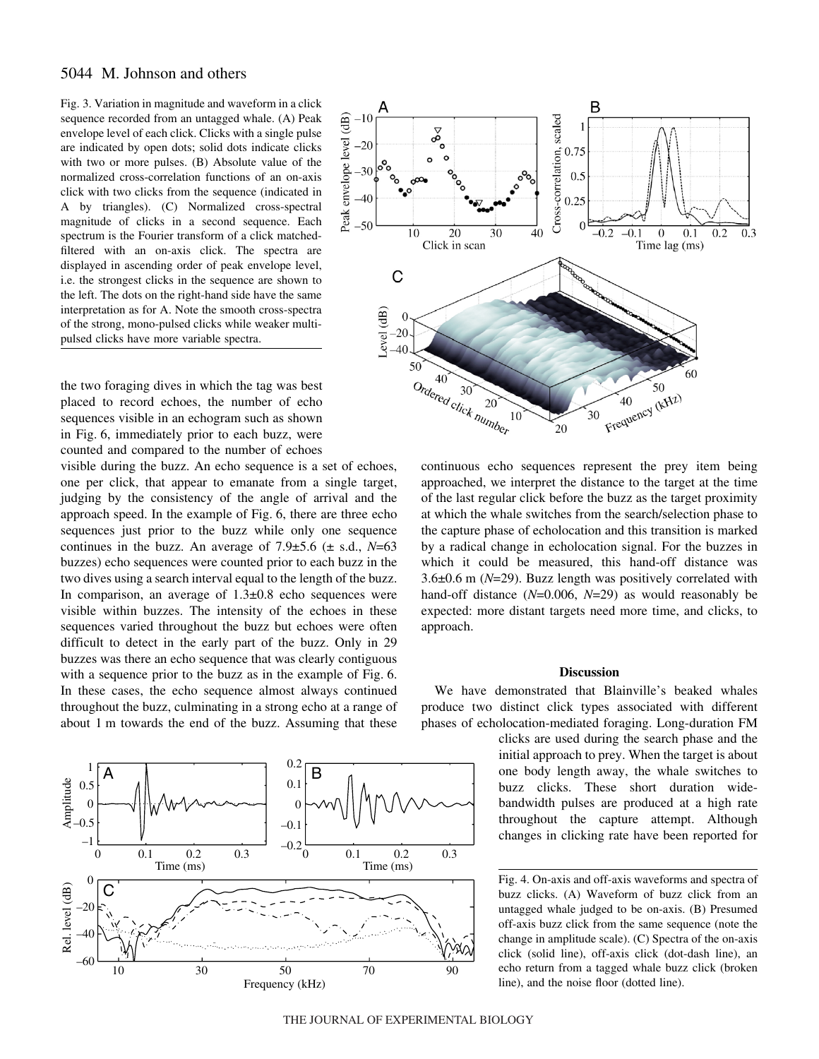Fig. 3. Variation in magnitude and waveform in a click sequence recorded from an untagged whale. (A) Peak envelope level of each click. Clicks with a single pulse are indicated by open dots; solid dots indicate clicks with two or more pulses. (B) Absolute value of the normalized cross-correlation functions of an on-axis click with two clicks from the sequence (indicated in A by triangles). (C) Normalized cross-spectral magnitude of clicks in a second sequence. Each spectrum is the Fourier transform of a click matched-filtered with an on-axis click. The spectra are displayed in ascending order of peak envelope level, i.e. the strongest clicks in the sequence are shown to the left. The dots on the right-hand side have the same interpretation as for A. Note the smooth cross-spectra of the strong, mono-pulsed clicks while weaker multi-pulsed clicks have more variable spectra.

the two foraging dives in which the tag was best placed to record echoes, the number of echo sequences visible in an echogram such as shown in Fig. 6, immediately prior to each buzz, were counted and compared to the number of echoes visible during the buzz. An echo sequence is a set of echoes, one per click, that appear to emanate from a single target, judging by the consistency of the angle of arrival and the approach speed. In the example of Fig. 6, there are three echo sequences just prior to the buzz while only one sequence continues in the buzz. An average of 7.9±5.6 (± s.d., *N*=63 buzzes) echo sequences were counted prior to each buzz in the two dives using a search interval equal to the length of the buzz. In comparison, an average of 1.3±0.8 echo sequences were visible within buzzes. The intensity of the echoes in these sequences varied throughout the buzz but echoes were often difficult to detect in the early part of the buzz. Only in 29 buzzes was there an echo sequence that was clearly contiguous with a sequence prior to the buzz as in the example of Fig. 6. In these cases, the echo sequence almost always continued throughout the buzz, culminating in a strong echo at a range of about 1 m towards the end of the buzz. Assuming that these continuous echo sequences represent the prey item being approached, we interpret the distance to the target at the time of the last regular click before the buzz as the target proximity at which the whale switches from the search/selection phase to the capture phase of echolocation and this transition is marked by a radical change in echolocation signal. For the buzzes in which it could be measured, this hand-off distance was 3.6±0.6 m (*N*=29). Buzz length was positively correlated with hand-off distance (*N*=0.006, *N*=29) as would reasonably be expected: more distant targets need more time, and clicks, to approach.

## Discussion

We have demonstrated that Blainville's beaked whales produce two distinct click types associated with different phases of echolocation-mediated foraging. Long-duration FM clicks are used during the search phase and the initial approach to prey. When the target is about one body length away, the whale switches to buzz clicks. These short duration wide-bandwidth pulses are produced at a high rate throughout the capture attempt. Although changes in clicking rate have been reported for

Fig. 4. On-axis and off-axis waveforms and spectra of buzz clicks. (A) Waveform of buzz click from an untagged whale judged to be on-axis. (B) Presumed off-axis buzz click from the same sequence (note the change in amplitude scale). (C) Spectra of the on-axis click (solid line), off-axis click (dot-dash line), an echo return from a tagged whale buzz click (broken line), and the noise floor (dotted line).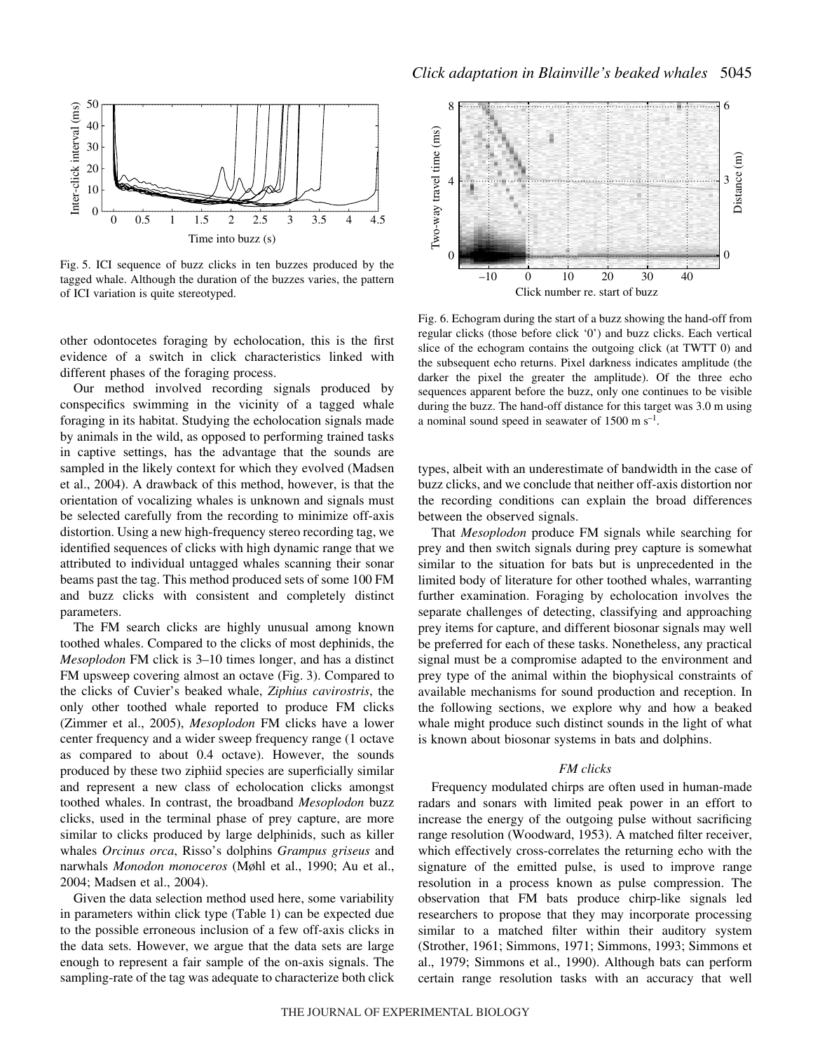Fig. 5. ICI sequence of buzz clicks in ten buzzes produced by the tagged whale. Although the duration of the buzzes varies, the pattern of ICI variation is quite stereotyped.

Fig. 6. Echogram during the start of a buzz showing the hand-off from regular clicks (those before click '0') and buzz clicks. Each vertical slice of the echogram contains the outgoing click (at TWTT 0) and the subsequent echo returns. Pixel darkness indicates amplitude (the darker the pixel the greater the amplitude). Of the three echo sequences apparent before the buzz, only one continues to be visible during the buzz. The hand-off distance for this target was 3.0 m using a nominal sound speed in seawater of 1500 m s$^{-1}$.

other odontocetes foraging by echolocation, this is the first evidence of a switch in click characteristics linked with different phases of the foraging process.

Our method involved recording signals produced by conspecifics swimming in the vicinity of a tagged whale foraging in its habitat. Studying the echolocation signals made by animals in the wild, as opposed to performing trained tasks in captive settings, has the advantage that the sounds are sampled in the likely context for which they evolved (Madsen et al., 2004). A drawback of this method, however, is that the orientation of vocalizing whales is unknown and signals must be selected carefully from the recording to minimize off-axis distortion. Using a new high-frequency stereo recording tag, we identified sequences of clicks with high dynamic range that we attributed to individual untagged whales scanning their sonar beams past the tag. This method produced sets of some 100 FM and buzz clicks with consistent and completely distinct parameters.

The FM search clicks are highly unusual among known toothed whales. Compared to the clicks of most dephinids, the *Mesoplodon* FM click is 3–10 times longer, and has a distinct FM upsweep covering almost an octave (Fig. 3). Compared to the clicks of Cuvier's beaked whale, *Ziphius cavirostris*, the only other toothed whale reported to produce FM clicks (Zimmer et al., 2005), *Mesoplodon* FM clicks have a lower center frequency and a wider sweep frequency range (1 octave as compared to about 0.4 octave). However, the sounds produced by these two ziphiid species are superficially similar and represent a new class of echolocation clicks amongst toothed whales. In contrast, the broadband *Mesoplodon* buzz clicks, used in the terminal phase of prey capture, are more similar to clicks produced by large delphinids, such as killer whales *Orcinus orca*, Risso's dolphins *Grampus griseus* and narwhals *Monodon monoceros* (Møhl et al., 1990; Au et al., 2004; Madsen et al., 2004).

Given the data selection method used here, some variability in parameters within click type (Table 1) can be expected due to the possible erroneous inclusion of a few off-axis clicks in the data sets. However, we argue that the data sets are large enough to represent a fair sample of the on-axis signals. The sampling-rate of the tag was adequate to characterize both click types, albeit with an underestimate of bandwidth in the case of buzz clicks, and we conclude that neither off-axis distortion nor the recording conditions can explain the broad differences between the observed signals.

That *Mesoplodon* produce FM signals while searching for prey and then switch signals during prey capture is somewhat similar to the situation for bats but is unprecedented in the limited body of literature for other toothed whales, warranting further examination. Foraging by echolocation involves the separate challenges of detecting, classifying and approaching prey items for capture, and different biosonar signals may well be preferred for each of these tasks. Nonetheless, any practical signal must be a compromise adapted to the environment and prey type of the animal within the biophysical constraints of available mechanisms for sound production and reception. In the following sections, we explore why and how a beaked whale might produce such distinct sounds in the light of what is known about biosonar systems in bats and dolphins.

### *FM clicks*

Frequency modulated chirps are often used in human-made radars and sonars with limited peak power in an effort to increase the energy of the outgoing pulse without sacrificing range resolution (Woodward, 1953). A matched filter receiver, which effectively cross-correlates the returning echo with the signature of the emitted pulse, is used to improve range resolution in a process known as pulse compression. The observation that FM bats produce chirp-like signals led researchers to propose that they may incorporate processing similar to a matched filter within their auditory system (Strother, 1961; Simmons, 1971; Simmons, 1993; Simmons et al., 1979; Simmons et al., 1990). Although bats can perform certain range resolution tasks with an accuracy that well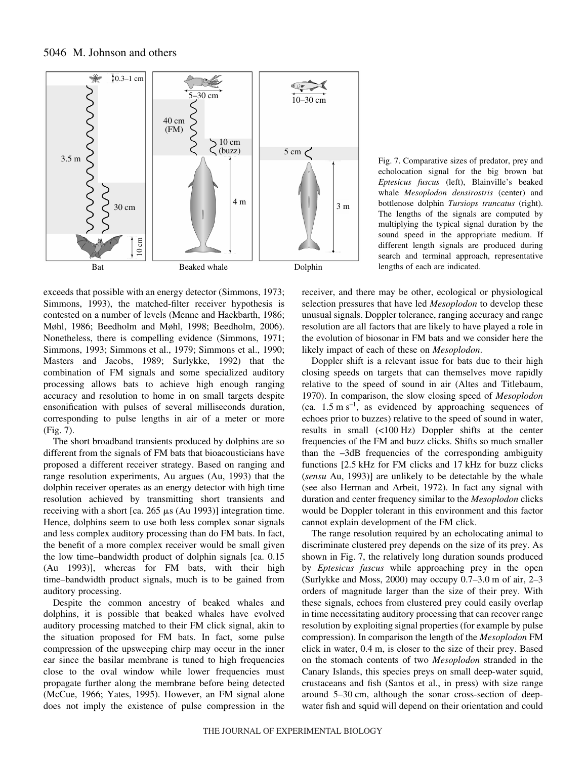Fig. 7. Comparative sizes of predator, prey and echolocation signal for the big brown bat *Eptesicus fuscus* (left), Blainville's beaked whale *Mesoplodon densirostris* (center) and bottlenose dolphin *Tursiops truncatus* (right). The lengths of the signals are computed by multiplying the typical signal duration by the sound speed in the appropriate medium. If different length signals are produced during search and terminal approach, representative lengths of each are indicated.

exceeds that possible with an energy detector (Simmons, 1973; Simmons, 1993), the matched-filter receiver hypothesis is contested on a number of levels (Menne and Hackbarth, 1986; Møhl, 1986; Beedholm and Møhl, 1998; Beedholm, 2006). Nonetheless, there is compelling evidence (Simmons, 1971; Simmons, 1993; Simmons et al., 1979; Simmons et al., 1990; Masters and Jacobs, 1989; Surlykke, 1992) that the combination of FM signals and some specialized auditory processing allows bats to achieve high enough ranging accuracy and resolution to home in on small targets despite ensonification with pulses of several milliseconds duration, corresponding to pulse lengths in air of a meter or more (Fig. 7).

The short broadband transients produced by dolphins are so different from the signals of FM bats that bioacousticians have proposed a different receiver strategy. Based on ranging and range resolution experiments, Au argues (Au, 1993) that the dolphin receiver operates as an energy detector with high time resolution achieved by transmitting short transients and receiving with a short [ca. 265 μs (Au 1993)] integration time. Hence, dolphins seem to use both less complex sonar signals and less complex auditory processing than do FM bats. In fact, the benefit of a more complex receiver would be small given the low time–bandwidth product of dolphin signals [ca. 0.15 (Au 1993)], whereas for FM bats, with their high time–bandwidth product signals, much is to be gained from auditory processing.

Despite the common ancestry of beaked whales and dolphins, it is possible that beaked whales have evolved auditory processing matched to their FM click signal, akin to the situation proposed for FM bats. In fact, some pulse compression of the upsweeping chirp may occur in the inner ear since the basilar membrane is tuned to high frequencies close to the oval window while lower frequencies must propagate further along the membrane before being detected (McCue, 1966; Yates, 1995). However, an FM signal alone does not imply the existence of pulse compression in the receiver, and there may be other, ecological or physiological selection pressures that have led *Mesoplodon* to develop these unusual signals. Doppler tolerance, ranging accuracy and range resolution are all factors that are likely to have played a role in the evolution of biosonar in FM bats and we consider here the likely impact of each of these on *Mesoplodon*.

Doppler shift is a relevant issue for bats due to their high closing speeds on targets that can themselves move rapidly relative to the speed of sound in air (Altes and Titlebaum, 1970). In comparison, the slow closing speed of *Mesoplodon* (ca. $1.5\ \mathrm{m\ s^{-1}}$, as evidenced by approaching sequences of echoes prior to buzzes) relative to the speed of sound in water, results in small (<100 Hz) Doppler shifts at the center frequencies of the FM and buzz clicks. Shifts so much smaller than the –3dB frequencies of the corresponding ambiguity functions [2.5 kHz for FM clicks and 17 kHz for buzz clicks (*sensu* Au, 1993)] are unlikely to be detectable by the whale (see also Herman and Arbeit, 1972). In fact any signal with duration and center frequency similar to the *Mesoplodon* clicks would be Doppler tolerant in this environment and this factor cannot explain development of the FM click.

The range resolution required by an echolocating animal to discriminate clustered prey depends on the size of its prey. As shown in Fig. 7, the relatively long duration sounds produced by *Eptesicus fuscus* while approaching prey in the open (Surlykke and Moss, 2000) may occupy 0.7–3.0 m of air, 2–3 orders of magnitude larger than the size of their prey. With these signals, echoes from clustered prey could easily overlap in time necessitating auditory processing that can recover range resolution by exploiting signal properties (for example by pulse compression). In comparison the length of the *Mesoplodon* FM click in water, 0.4 m, is closer to the size of their prey. Based on the stomach contents of two *Mesoplodon* stranded in the Canary Islands, this species preys on small deep-water squid, crustaceans and fish (Santos et al., in press) with size range around 5–30 cm, although the sonar cross-section of deep-water fish and squid will depend on their orientation and could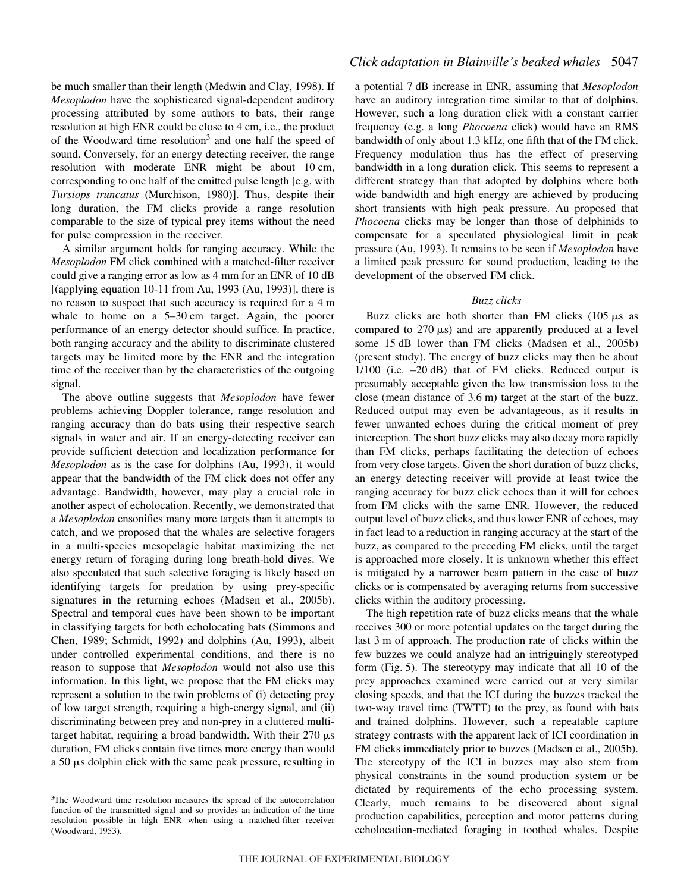be much smaller than their length (Medwin and Clay, 1998). If *Mesoplodon* have the sophisticated signal-dependent auditory processing attributed by some authors to bats, their range resolution at high ENR could be close to 4 cm, i.e., the product of the Woodward time resolution[3] and one half the speed of sound. Conversely, for an energy detecting receiver, the range resolution with moderate ENR might be about 10 cm, corresponding to one half of the emitted pulse length [e.g. with *Tursiops truncatus* (Murchison, 1980)]. Thus, despite their long duration, the FM clicks provide a range resolution comparable to the size of typical prey items without the need for pulse compression in the receiver.

A similar argument holds for ranging accuracy. While the *Mesoplodon* FM click combined with a matched-filter receiver could give a ranging error as low as 4 mm for an ENR of 10 dB [(applying equation 10-11 from Au, 1993 (Au, 1993)], there is no reason to suspect that such accuracy is required for a 4 m whale to home on a 5–30 cm target. Again, the poorer performance of an energy detector should suffice. In practice, both ranging accuracy and the ability to discriminate clustered targets may be limited more by the ENR and the integration time of the receiver than by the characteristics of the outgoing signal.

The above outline suggests that *Mesoplodon* have fewer problems achieving Doppler tolerance, range resolution and ranging accuracy than do bats using their respective search signals in water and air. If an energy-detecting receiver can provide sufficient detection and localization performance for *Mesoplodon* as is the case for dolphins (Au, 1993), it would appear that the bandwidth of the FM click does not offer any advantage. Bandwidth, however, may play a crucial role in another aspect of echolocation. Recently, we demonstrated that a *Mesoplodon* ensonifies many more targets than it attempts to catch, and we proposed that the whales are selective foragers in a multi-species mesopelagic habitat maximizing the net energy return of foraging during long breath-hold dives. We also speculated that such selective foraging is likely based on identifying targets for predation by using prey-specific signatures in the returning echoes (Madsen et al., 2005b). Spectral and temporal cues have been shown to be important in classifying targets for both echolocating bats (Simmons and Chen, 1989; Schmidt, 1992) and dolphins (Au, 1993), albeit under controlled experimental conditions, and there is no reason to suppose that *Mesoplodon* would not also use this information. In this light, we propose that the FM clicks may represent a solution to the twin problems of (i) detecting prey of low target strength, requiring a high-energy signal, and (ii) discriminating between prey and non-prey in a cluttered multi-target habitat, requiring a broad bandwidth. With their 270 μs duration, FM clicks contain five times more energy than would a 50 μs dolphin click with the same peak pressure, resulting in a potential 7 dB increase in ENR, assuming that *Mesoplodon* have an auditory integration time similar to that of dolphins. However, such a long duration click with a constant carrier frequency (e.g. a long *Phocoena* click) would have an RMS bandwidth of only about 1.3 kHz, one fifth that of the FM click. Frequency modulation thus has the effect of preserving bandwidth in a long duration click. This seems to represent a different strategy than that adopted by dolphins where both wide bandwidth and high energy are achieved by producing short transients with high peak pressure. Au proposed that *Phocoena* clicks may be longer than those of delphinids to compensate for a speculated physiological limit in peak pressure (Au, 1993). It remains to be seen if *Mesoplodon* have a limited peak pressure for sound production, leading to the development of the observed FM click.

### *Buzz clicks*

Buzz clicks are both shorter than FM clicks (105 μs as compared to 270 μs) and are apparently produced at a level some 15 dB lower than FM clicks (Madsen et al., 2005b) (present study). The energy of buzz clicks may then be about 1/100 (i.e. –20 dB) that of FM clicks. Reduced output is presumably acceptable given the low transmission loss to the close (mean distance of 3.6 m) target at the start of the buzz. Reduced output may even be advantageous, as it results in fewer unwanted echoes during the critical moment of prey interception. The short buzz clicks may also decay more rapidly than FM clicks, perhaps facilitating the detection of echoes from very close targets. Given the short duration of buzz clicks, an energy detecting receiver will provide at least twice the ranging accuracy for buzz click echoes than it will for echoes from FM clicks with the same ENR. However, the reduced output level of buzz clicks, and thus lower ENR of echoes, may in fact lead to a reduction in ranging accuracy at the start of the buzz, as compared to the preceding FM clicks, until the target is approached more closely. It is unknown whether this effect is mitigated by a narrower beam pattern in the case of buzz clicks or is compensated by averaging returns from successive clicks within the auditory processing.

The high repetition rate of buzz clicks means that the whale receives 300 or more potential updates on the target during the last 3 m of approach. The production rate of clicks within the few buzzes we could analyze had an intriguingly stereotyped form (Fig. 5). The stereotypy may indicate that all 10 of the prey approaches examined were carried out at very similar closing speeds, and that the ICI during the buzzes tracked the two-way travel time (TWTT) to the prey, as found with bats and trained dolphins. However, such a repeatable capture strategy contrasts with the apparent lack of ICI coordination in FM clicks immediately prior to buzzes (Madsen et al., 2005b). The stereotypy of the ICI in buzzes may also stem from physical constraints in the sound production system or be dictated by requirements of the echo processing system. Clearly, much remains to be discovered about signal production capabilities, perception and motor patterns during echolocation-mediated foraging in toothed whales. Despite

[3]The Woodward time resolution measures the spread of the autocorrelation function of the transmitted signal and so provides an indication of the time resolution possible in high ENR when using a matched-filter receiver (Woodward, 1953).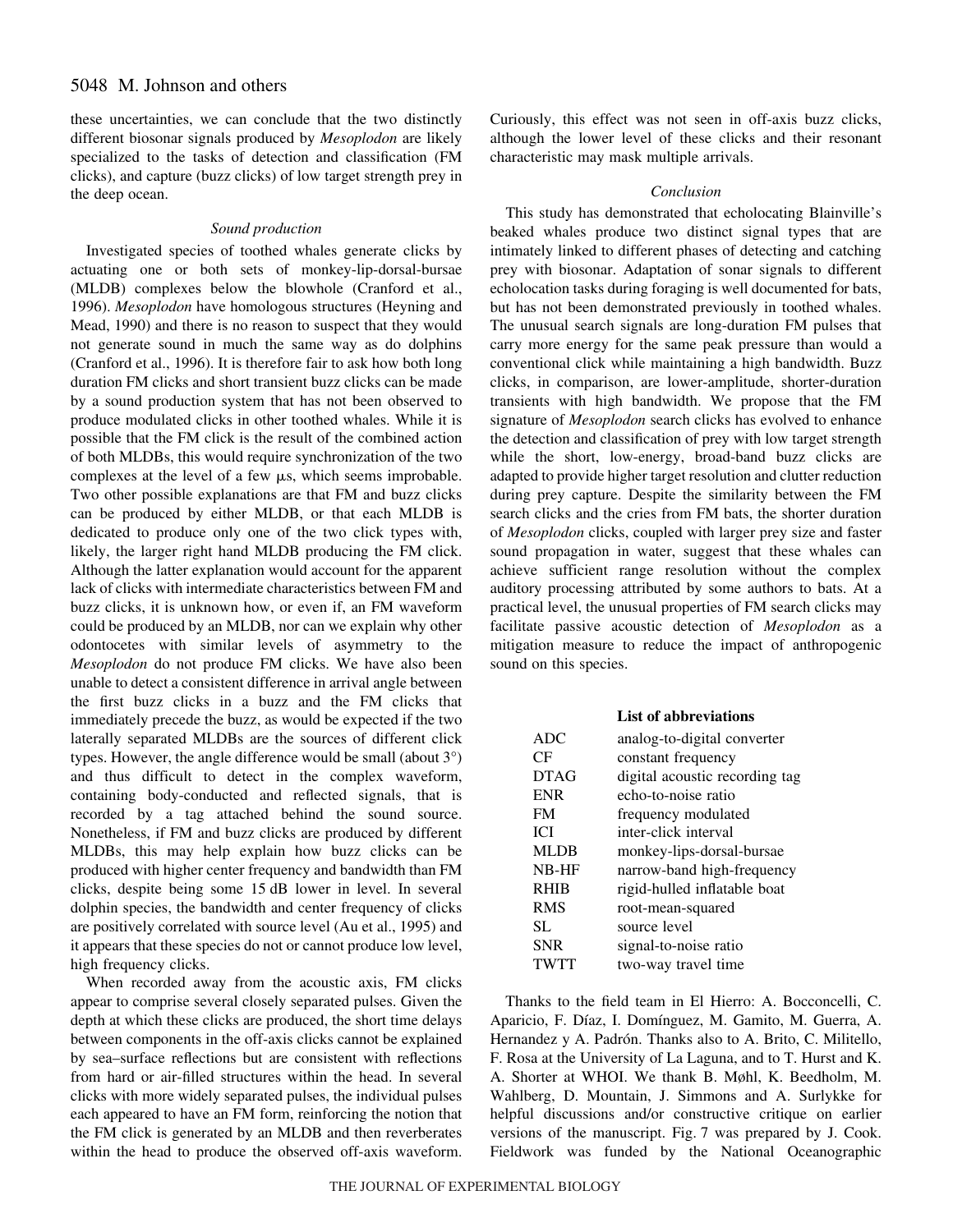these uncertainties, we can conclude that the two distinctly different biosonar signals produced by *Mesoplodon* are likely specialized to the tasks of detection and classification (FM clicks), and capture (buzz clicks) of low target strength prey in the deep ocean.

### *Sound production*

Investigated species of toothed whales generate clicks by actuating one or both sets of monkey-lip-dorsal-bursae (MLDB) complexes below the blowhole (Cranford et al., 1996). *Mesoplodon* have homologous structures (Heyning and Mead, 1990) and there is no reason to suspect that they would not generate sound in much the same way as do dolphins (Cranford et al., 1996). It is therefore fair to ask how both long duration FM clicks and short transient buzz clicks can be made by a sound production system that has not been observed to produce modulated clicks in other toothed whales. While it is possible that the FM click is the result of the combined action of both MLDBs, this would require synchronization of the two complexes at the level of a few μs, which seems improbable. Two other possible explanations are that FM and buzz clicks can be produced by either MLDB, or that each MLDB is dedicated to produce only one of the two click types with, likely, the larger right hand MLDB producing the FM click. Although the latter explanation would account for the apparent lack of clicks with intermediate characteristics between FM and buzz clicks, it is unknown how, or even if, an FM waveform could be produced by an MLDB, nor can we explain why other odontocetes with similar levels of asymmetry to the *Mesoplodon* do not produce FM clicks. We have also been unable to detect a consistent difference in arrival angle between the first buzz clicks in a buzz and the FM clicks that immediately precede the buzz, as would be expected if the two laterally separated MLDBs are the sources of different click types. However, the angle difference would be small (about 3°) and thus difficult to detect in the complex waveform, containing body-conducted and reflected signals, that is recorded by a tag attached behind the sound source. Nonetheless, if FM and buzz clicks are produced by different MLDBs, this may help explain how buzz clicks can be produced with higher center frequency and bandwidth than FM clicks, despite being some 15 dB lower in level. In several dolphin species, the bandwidth and center frequency of clicks are positively correlated with source level (Au et al., 1995) and it appears that these species do not or cannot produce low level, high frequency clicks.

When recorded away from the acoustic axis, FM clicks appear to comprise several closely separated pulses. Given the depth at which these clicks are produced, the short time delays between components in the off-axis clicks cannot be explained by sea–surface reflections but are consistent with reflections from hard or air-filled structures within the head. In several clicks with more widely separated pulses, the individual pulses each appeared to have an FM form, reinforcing the notion that the FM click is generated by an MLDB and then reverberates within the head to produce the observed off-axis waveform. Curiously, this effect was not seen in off-axis buzz clicks, although the lower level of these clicks and their resonant characteristic may mask multiple arrivals.

### *Conclusion*

This study has demonstrated that echolocating Blainville's beaked whales produce two distinct signal types that are intimately linked to different phases of detecting and catching prey with biosonar. Adaptation of sonar signals to different echolocation tasks during foraging is well documented for bats, but has not been demonstrated previously in toothed whales. The unusual search signals are long-duration FM pulses that carry more energy for the same peak pressure than would a conventional click while maintaining a high bandwidth. Buzz clicks, in comparison, are lower-amplitude, shorter-duration transients with high bandwidth. We propose that the FM signature of *Mesoplodon* search clicks has evolved to enhance the detection and classification of prey with low target strength while the short, low-energy, broad-band buzz clicks are adapted to provide higher target resolution and clutter reduction during prey capture. Despite the similarity between the FM search clicks and the cries from FM bats, the shorter duration of *Mesoplodon* clicks, coupled with larger prey size and faster sound propagation in water, suggest that these whales can achieve sufficient range resolution without the complex auditory processing attributed by some authors to bats. At a practical level, the unusual properties of FM search clicks may facilitate passive acoustic detection of *Mesoplodon* as a mitigation measure to reduce the impact of anthropogenic sound on this species.

### List of abbreviations

| | |
|---|---|
| ADC | analog-to-digital converter |
| CF | constant frequency |
| DTAG | digital acoustic recording tag |
| ENR | echo-to-noise ratio |
| FM | frequency modulated |
| ICI | inter-click interval |
| MLDB | monkey-lips-dorsal-bursae |
| NB-HF | narrow-band high-frequency |
| RHIB | rigid-hulled inflatable boat |
| RMS | root-mean-squared |
| SL | source level |
| SNR | signal-to-noise ratio |
| TWTT | two-way travel time |

Thanks to the field team in El Hierro: A. Bocconcelli, C. Aparicio, F. Díaz, I. Domínguez, M. Gamito, M. Guerra, A. Hernandez y A. Padrón. Thanks also to A. Brito, C. Militello, F. Rosa at the University of La Laguna, and to T. Hurst and K. A. Shorter at WHOI. We thank B. Møhl, K. Beedholm, M. Wahlberg, D. Mountain, J. Simmons and A. Surlykke for helpful discussions and/or constructive critique on earlier versions of the manuscript. Fig. 7 was prepared by J. Cook. Fieldwork was funded by the National Oceanographic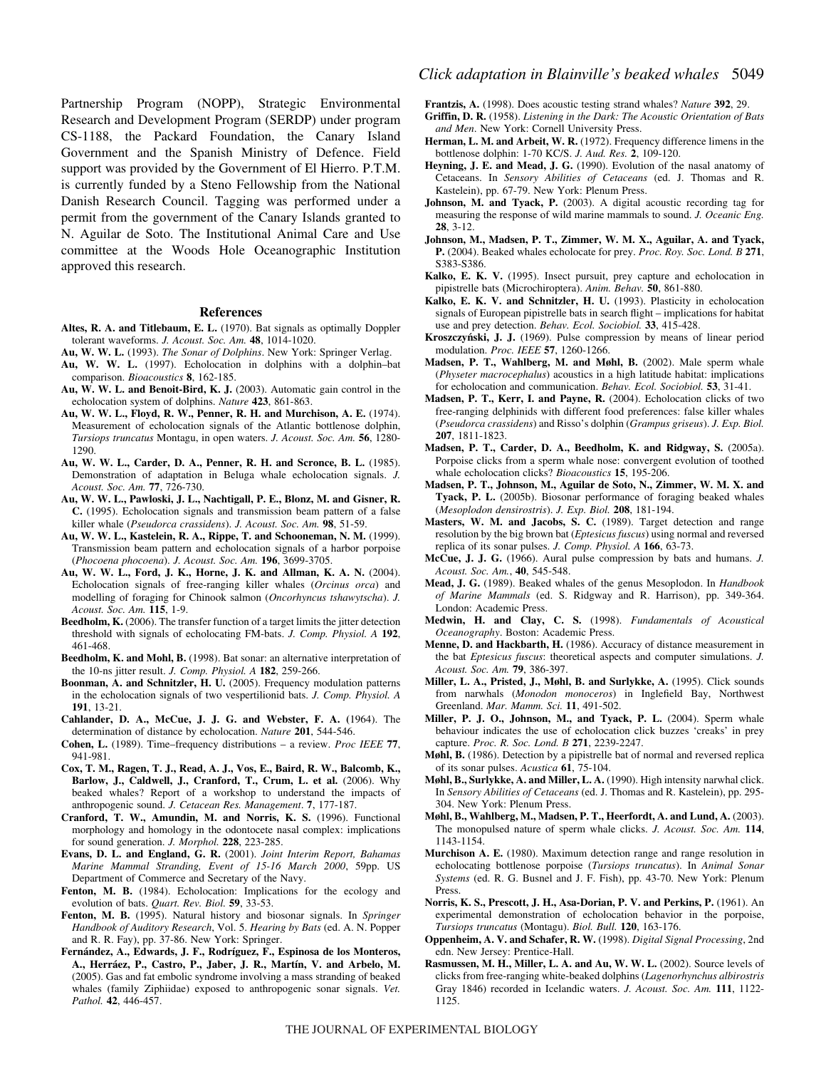Partnership Program (NOPP), Strategic Environmental Research and Development Program (SERDP) under program CS-1188, the Packard Foundation, the Canary Island Government and the Spanish Ministry of Defence. Field support was provided by the Government of El Hierro. P.T.M. is currently funded by a Steno Fellowship from the National Danish Research Council. Tagging was performed under a permit from the government of the Canary Islands granted to N. Aguilar de Soto. The Institutional Animal Care and Use committee at the Woods Hole Oceanographic Institution approved this research.

## References

**Altes, R. A. and Titlebaum, E. L.** (1970). Bat signals as optimally Doppler tolerant waveforms. *J. Acoust. Soc. Am.* **48**, 1014-1020.

**Au, W. W. L.** (1993). *The Sonar of Dolphins*. New York: Springer Verlag.

**Au, W. W. L.** (1997). Echolocation in dolphins with a dolphin–bat comparison. *Bioacoustics* **8**, 162-185.

**Au, W. W. L. and Benoit-Bird, K. J.** (2003). Automatic gain control in the echolocation system of dolphins. *Nature* **423**, 861-863.

**Au, W. W. L., Floyd, R. W., Penner, R. H. and Murchison, A. E.** (1974). Measurement of echolocation signals of the Atlantic bottlenose dolphin, *Tursiops truncatus* Montagu, in open waters. *J. Acoust. Soc. Am.* **56**, 1280-1290.

**Au, W. W. L., Carder, D. A., Penner, R. H. and Scronce, B. L.** (1985). Demonstration of adaptation in Beluga whale echolocation signals. *J. Acoust. Soc. Am.* **77**, 726-730.

**Au, W. W. L., Pawloski, J. L., Nachtigall, P. E., Blonz, M. and Gisner, R. C.** (1995). Echolocation signals and transmission beam pattern of a false killer whale (*Pseudorca crassidens*). *J. Acoust. Soc. Am.* **98**, 51-59.

**Au, W. W. L., Kastelein, R. A., Rippe, T. and Schooneman, N. M.** (1999). Transmission beam pattern and echolocation signals of a harbor porpoise (*Phocoena phocoena*). *J. Acoust. Soc. Am.* **196**, 3699-3705.

**Au, W. W. L., Ford, J. K., Horne, J. K. and Allman, K. A. N.** (2004). Echolocation signals of free-ranging killer whales (*Orcinus orca*) and modelling of foraging for Chinook salmon (*Oncorhyncus tshawytscha*). *J. Acoust. Soc. Am.* **115**, 1-9.

**Beedholm, K.** (2006). The transfer function of a target limits the jitter detection threshold with signals of echolocating FM-bats. *J. Comp. Physiol. A* **192**, 461-468.

**Beedholm, K. and Mohl, B.** (1998). Bat sonar: an alternative interpretation of the 10-ns jitter result. *J. Comp. Physiol. A* **182**, 259-266.

**Boonman, A. and Schnitzler, H. U.** (2005). Frequency modulation patterns in the echolocation signals of two vespertilionid bats. *J. Comp. Physiol. A* **191**, 13-21.

**Cahlander, D. A., McCue, J. J. G. and Webster, F. A.** (1964). The determination of distance by echolocation. *Nature* **201**, 544-546.

**Cohen, L.** (1989). Time–frequency distributions – a review. *Proc IEEE* **77**, 941-981.

**Cox, T. M., Ragen, T. J., Read, A. J., Vos, E., Baird, R. W., Balcomb, K., Barlow, J., Caldwell, J., Cranford, T., Crum, L. et al.** (2006). Why beaked whales? Report of a workshop to understand the impacts of anthropogenic sound. *J. Cetacean Res. Management*. **7**, 177-187.

**Cranford, T. W., Amundin, M. and Norris, K. S.** (1996). Functional morphology and homology in the odontocete nasal complex: implications for sound generation. *J. Morphol.* **228**, 223-285.

**Evans, D. L. and England, G. R.** (2001). *Joint Interim Report, Bahamas Marine Mammal Stranding, Event of 15-16 March 2000*, 59pp. US Department of Commerce and Secretary of the Navy.

**Fenton, M. B.** (1984). Echolocation: Implications for the ecology and evolution of bats. *Quart. Rev. Biol.* **59**, 33-53.

**Fenton, M. B.** (1995). Natural history and biosonar signals. In *Springer Handbook of Auditory Research*, Vol. 5. *Hearing by Bats* (ed. A. N. Popper and R. R. Fay), pp. 37-86. New York: Springer.

**Fernández, A., Edwards, J. F., Rodríguez, F., Espinosa de los Monteros, A., Herráez, P., Castro, P., Jaber, J. R., Martín, V. and Arbelo, M.** (2005). Gas and fat embolic syndrome involving a mass stranding of beaked whales (family Ziphiidae) exposed to anthropogenic sonar signals. *Vet. Pathol.* **42**, 446-457.

**Frantzis, A.** (1998). Does acoustic testing strand whales? *Nature* **392**, 29.

**Griffin, D. R.** (1958). *Listening in the Dark: The Acoustic Orientation of Bats and Men*. New York: Cornell University Press.

**Herman, L. M. and Arbeit, W. R.** (1972). Frequency difference limens in the bottlenose dolphin: 1-70 KC/S. *J. Aud. Res.* **2**, 109-120.

**Heyning, J. E. and Mead, J. G.** (1990). Evolution of the nasal anatomy of Cetaceans. In *Sensory Abilities of Cetaceans* (ed. J. Thomas and R. Kastelein), pp. 67-79. New York: Plenum Press.

**Johnson, M. and Tyack, P.** (2003). A digital acoustic recording tag for measuring the response of wild marine mammals to sound. *J. Oceanic Eng.* **28**, 3-12.

**Johnson, M., Madsen, P. T., Zimmer, W. M. X., Aguilar, A. and Tyack, P.** (2004). Beaked whales echolocate for prey. *Proc. Roy. Soc. Lond. B* **271**, S383-S386.

**Kalko, E. K. V.** (1995). Insect pursuit, prey capture and echolocation in pipistrelle bats (Microchiroptera). *Anim. Behav.* **50**, 861-880.

**Kalko, E. K. V. and Schnitzler, H. U.** (1993). Plasticity in echolocation signals of European pipistrelle bats in search flight – implications for habitat use and prey detection. *Behav. Ecol. Sociobiol.* **33**, 415-428.

**Kroszczyński, J. J.** (1969). Pulse compression by means of linear period modulation. *Proc. IEEE* **57**, 1260-1266.

**Madsen, P. T., Wahlberg, M. and Møhl, B.** (2002). Male sperm whale (*Physeter macrocephalus*) acoustics in a high latitude habitat: implications for echolocation and communication. *Behav. Ecol. Sociobiol.* **53**, 31-41.

**Madsen, P. T., Kerr, I. and Payne, R.** (2004). Echolocation clicks of two free-ranging delphinids with different food preferences: false killer whales (*Pseudorca crassidens*) and Risso's dolphin (*Grampus griseus*). *J. Exp. Biol.* **207**, 1811-1823.

**Madsen, P. T., Carder, D. A., Beedholm, K. and Ridgway, S.** (2005a). Porpoise clicks from a sperm whale nose: convergent evolution of toothed whale echolocation clicks? *Bioacoustics* **15**, 195-206.

**Madsen, P. T., Johnson, M., Aguilar de Soto, N., Zimmer, W. M. X. and Tyack, P. L.** (2005b). Biosonar performance of foraging beaked whales (*Mesoplodon densirostris*). *J. Exp. Biol.* **208**, 181-194.

**Masters, W. M. and Jacobs, S. C.** (1989). Target detection and range resolution by the big brown bat (*Eptesicus fuscus*) using normal and reversed replica of its sonar pulses. *J. Comp. Physiol. A* **166**, 63-73.

**McCue, J. J. G.** (1966). Aural pulse compression by bats and humans. *J. Acoust. Soc. Am.*, **40**, 545-548.

**Mead, J. G.** (1989). Beaked whales of the genus Mesoplodon. In *Handbook of Marine Mammals* (ed. S. Ridgway and R. Harrison), pp. 349-364. London: Academic Press.

**Medwin, H. and Clay, C. S.** (1998). *Fundamentals of Acoustical Oceanography*. Boston: Academic Press.

**Menne, D. and Hackbarth, H.** (1986). Accuracy of distance measurement in the bat *Eptesicus fuscus*: theoretical aspects and computer simulations. *J. Acoust. Soc. Am.* **79**, 386-397.

**Miller, L. A., Pristed, J., Møhl, B. and Surlykke, A.** (1995). Click sounds from narwhals (*Monodon monoceros*) in Inglefield Bay, Northwest Greenland. *Mar. Mamm. Sci.* **11**, 491-502.

**Miller, P. J. O., Johnson, M., and Tyack, P. L.** (2004). Sperm whale behaviour indicates the use of echolocation click buzzes 'creaks' in prey capture. *Proc. R. Soc. Lond. B* **271**, 2239-2247.

**Møhl, B.** (1986). Detection by a pipistrelle bat of normal and reversed replica of its sonar pulses. *Acustica* **61**, 75-104.

**Møhl, B., Surlykke, A. and Miller, L. A.** (1990). High intensity narwhal click. In *Sensory Abilities of Cetaceans* (ed. J. Thomas and R. Kastelein), pp. 295-304. New York: Plenum Press.

**Møhl, B., Wahlberg, M., Madsen, P. T., Heerfordt, A. and Lund, A.** (2003). The monopulsed nature of sperm whale clicks. *J. Acoust. Soc. Am.* **114**, 1143-1154.

**Murchison A. E.** (1980). Maximum detection range and range resolution in echolocating bottlenose porpoise (*Tursiops truncatus*). In *Animal Sonar Systems* (ed. R. G. Busnel and J. F. Fish), pp. 43-70. New York: Plenum Press.

**Norris, K. S., Prescott, J. H., Asa-Dorian, P. V. and Perkins, P.** (1961). An experimental demonstration of echolocation behavior in the porpoise, *Tursiops truncatus* (Montagu). *Biol. Bull.* **120**, 163-176.

**Oppenheim, A. V. and Schafer, R. W.** (1998). *Digital Signal Processing*, 2nd edn. New Jersey: Prentice-Hall.

**Rasmussen, M. H., Miller, L. A. and Au, W. W. L.** (2002). Source levels of clicks from free-ranging white-beaked dolphins (*Lagenorhynchus albirostris* Gray 1846) recorded in Icelandic waters. *J. Acoust. Soc. Am.* **111**, 1122-1125.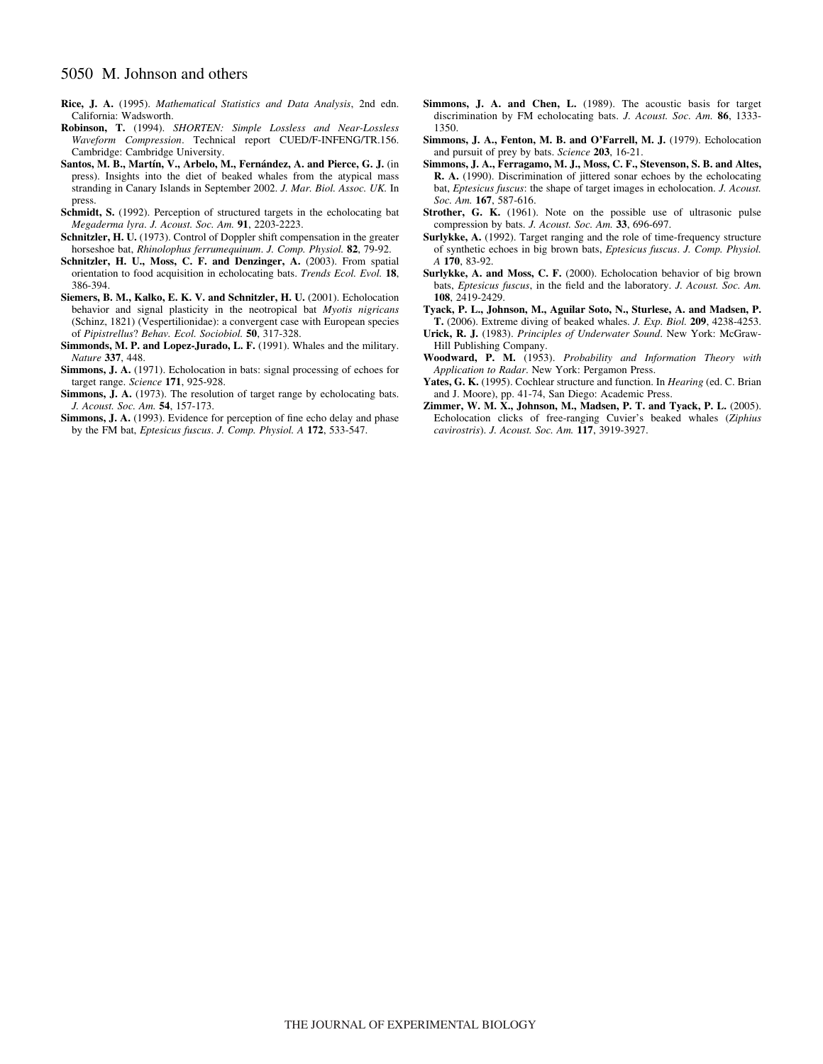**Rice, J. A.** (1995). *Mathematical Statistics and Data Analysis*, 2nd edn. California: Wadsworth.

**Robinson, T.** (1994). *SHORTEN: Simple Lossless and Near-Lossless Waveform Compression*. Technical report CUED/F-INFENG/TR.156. Cambridge: Cambridge University.

**Santos, M. B., Martín, V., Arbelo, M., Fernández, A. and Pierce, G. J.** (in press). Insights into the diet of beaked whales from the atypical mass stranding in Canary Islands in September 2002. *J. Mar. Biol. Assoc. UK.* In press.

**Schmidt, S.** (1992). Perception of structured targets in the echolocating bat *Megaderma lyra*. *J. Acoust. Soc. Am.* **91**, 2203-2223.

**Schnitzler, H. U.** (1973). Control of Doppler shift compensation in the greater horseshoe bat, *Rhinolophus ferrumequinum*. *J. Comp. Physiol.* **82**, 79-92.

**Schnitzler, H. U., Moss, C. F. and Denzinger, A.** (2003). From spatial orientation to food acquisition in echolocating bats. *Trends Ecol. Evol.* **18**, 386-394.

**Siemers, B. M., Kalko, E. K. V. and Schnitzler, H. U.** (2001). Echolocation behavior and signal plasticity in the neotropical bat *Myotis nigricans* (Schinz, 1821) (Vespertilionidae): a convergent case with European species of *Pipistrellus*? *Behav. Ecol. Sociobiol.* **50**, 317-328.

**Simmonds, M. P. and Lopez-Jurado, L. F.** (1991). Whales and the military. *Nature* **337**, 448.

**Simmons, J. A.** (1971). Echolocation in bats: signal processing of echoes for target range. *Science* **171**, 925-928.

**Simmons, J. A.** (1973). The resolution of target range by echolocating bats. *J. Acoust. Soc. Am.* **54**, 157-173.

**Simmons, J. A.** (1993). Evidence for perception of fine echo delay and phase by the FM bat, *Eptesicus fuscus*. *J. Comp. Physiol. A* **172**, 533-547.

**Simmons, J. A. and Chen, L.** (1989). The acoustic basis for target discrimination by FM echolocating bats. *J. Acoust. Soc. Am.* **86**, 1333-1350.

**Simmons, J. A., Fenton, M. B. and O'Farrell, M. J.** (1979). Echolocation and pursuit of prey by bats. *Science* **203**, 16-21.

**Simmons, J. A., Ferragamo, M. J., Moss, C. F., Stevenson, S. B. and Altes, R. A.** (1990). Discrimination of jittered sonar echoes by the echolocating bat, *Eptesicus fuscus*: the shape of target images in echolocation. *J. Acoust. Soc. Am.* **167**, 587-616.

**Strother, G. K.** (1961). Note on the possible use of ultrasonic pulse compression by bats. *J. Acoust. Soc. Am.* **33**, 696-697.

**Surlykke, A.** (1992). Target ranging and the role of time-frequency structure of synthetic echoes in big brown bats, *Eptesicus fuscus*. *J. Comp. Physiol. A* **170**, 83-92.

**Surlykke, A. and Moss, C. F.** (2000). Echolocation behavior of big brown bats, *Eptesicus fuscus*, in the field and the laboratory. *J. Acoust. Soc. Am.* **108**, 2419-2429.

**Tyack, P. L., Johnson, M., Aguilar Soto, N., Sturlese, A. and Madsen, P. T.** (2006). Extreme diving of beaked whales. *J. Exp. Biol.* **209**, 4238-4253.

**Urick, R. J.** (1983). *Principles of Underwater Sound*. New York: McGraw-Hill Publishing Company.

**Woodward, P. M.** (1953). *Probability and Information Theory with Application to Radar*. New York: Pergamon Press.

**Yates, G. K.** (1995). Cochlear structure and function. In *Hearing* (ed. C. Brian and J. Moore), pp. 41-74, San Diego: Academic Press.

**Zimmer, W. M. X., Johnson, M., Madsen, P. T. and Tyack, P. L.** (2005). Echolocation clicks of free-ranging Cuvier's beaked whales (*Ziphius cavirostris*). *J. Acoust. Soc. Am.* **117**, 3919-3927.